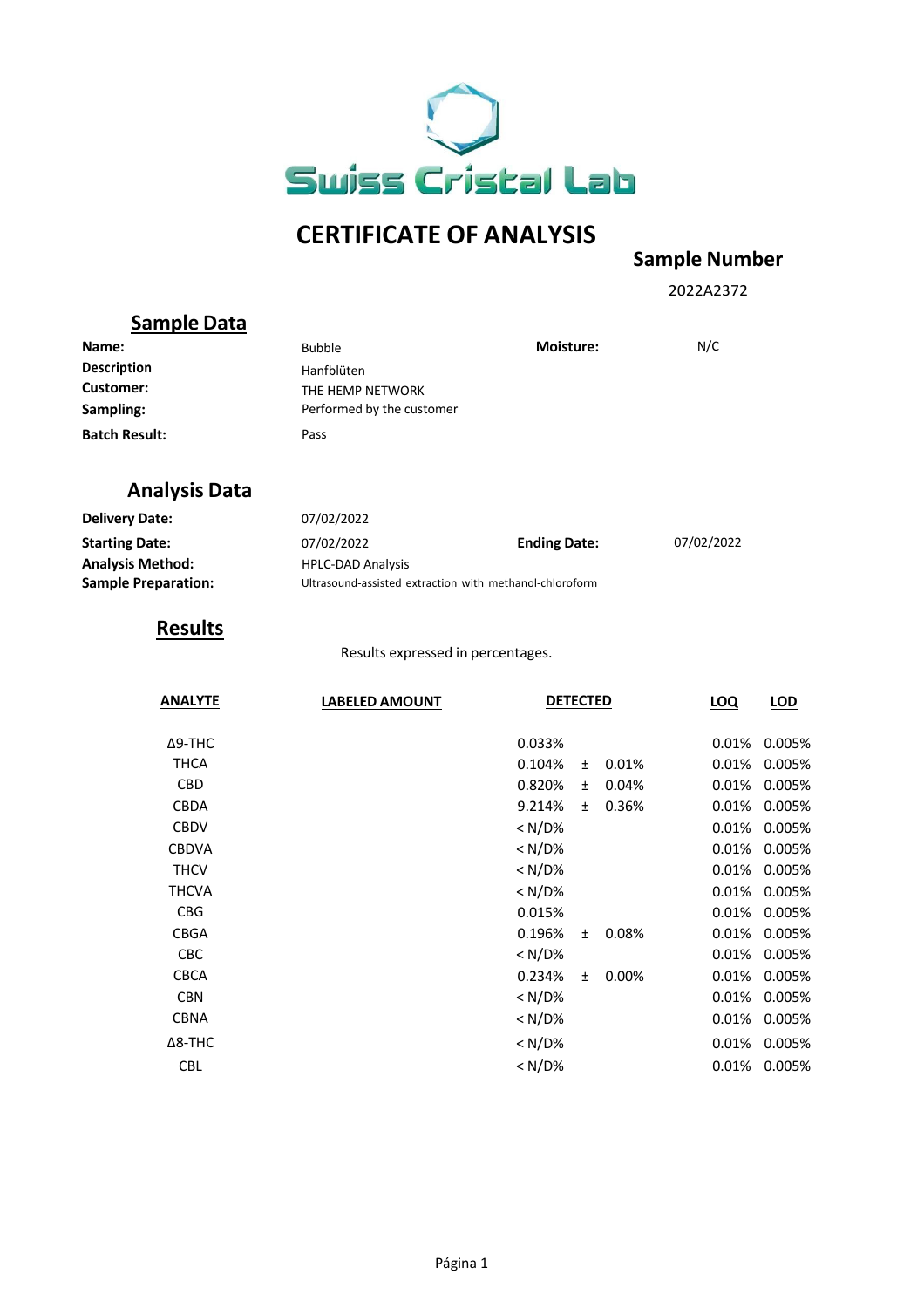Swiss Cristal Lab

# CERTIFICATE OF ANALYSIS

**Sample Number**

2022A2372

## Sample Data

| | | | |
|---|---|---|---|
| **Name:** | Bubble | **Moisture:** | N/C |
| **Description** | Hanfblüten | | |
| **Customer:** | THE HEMP NETWORK | | |
| **Sampling:** | Performed by the customer | | |
| **Batch Result:** | Pass | | |

## Analysis Data

| | | | |
|---|---|---|---|
| **Delivery Date:** | 07/02/2022 | | |
| **Starting Date:** | 07/02/2022 | **Ending Date:** | 07/02/2022 |
| **Analysis Method:** | HPLC-DAD Analysis | | |
| **Sample Preparation:** | Ultrasound-assisted extraction with methanol-chloroform | | |

## Results

Results expressed in percentages.

| ANALYTE | LABELED AMOUNT | DETECTED | | | LOQ | LOD |
|---|---|---|---|---|---|---|
| Δ9-THC | | 0.033% | | | 0.01% | 0.005% |
| THCA | | 0.104% | ± | 0.01% | 0.01% | 0.005% |
| CBD | | 0.820% | ± | 0.04% | 0.01% | 0.005% |
| CBDA | | 9.214% | ± | 0.36% | 0.01% | 0.005% |
| CBDV | | < N/D% | | | 0.01% | 0.005% |
| CBDVA | | < N/D% | | | 0.01% | 0.005% |
| THCV | | < N/D% | | | 0.01% | 0.005% |
| THCVA | | < N/D% | | | 0.01% | 0.005% |
| CBG | | 0.015% | | | 0.01% | 0.005% |
| CBGA | | 0.196% | ± | 0.08% | 0.01% | 0.005% |
| CBC | | < N/D% | | | 0.01% | 0.005% |
| CBCA | | 0.234% | ± | 0.00% | 0.01% | 0.005% |
| CBN | | < N/D% | | | 0.01% | 0.005% |
| CBNA | | < N/D% | | | 0.01% | 0.005% |
| Δ8-THC | | < N/D% | | | 0.01% | 0.005% |
| CBL | | < N/D% | | | 0.01% | 0.005% |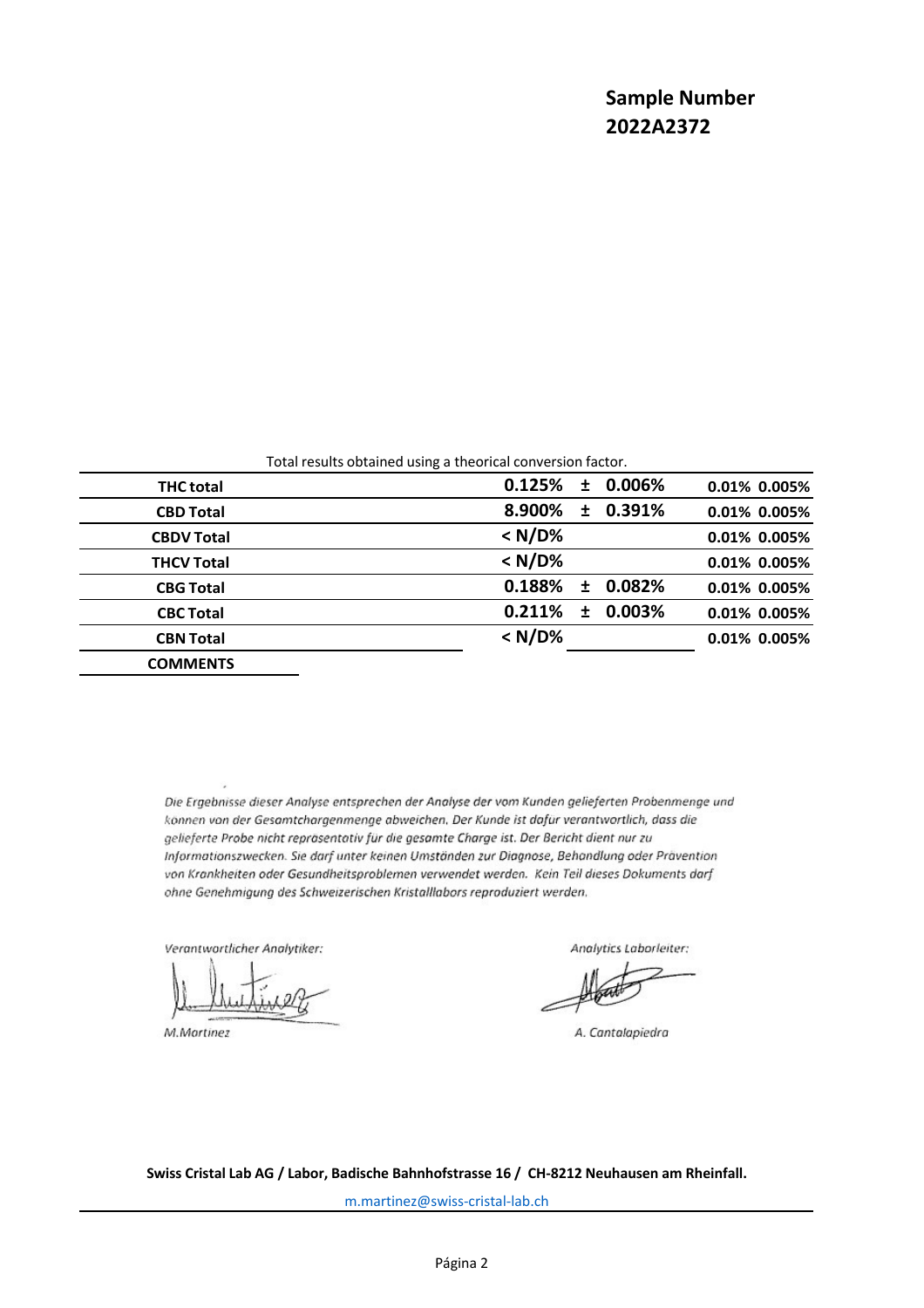**Sample Number**
**2022A2372**

Total results obtained using a theorical conversion factor.

| | | | | | |
|---|---|---|---|---|---|
| **THC total** | **0.125%** | **±** | **0.006%** | **0.01%** | **0.005%** |
| **CBD Total** | **8.900%** | **±** | **0.391%** | **0.01%** | **0.005%** |
| **CBDV Total** | **< N/D%** | | | **0.01%** | **0.005%** |
| **THCV Total** | **< N/D%** | | | **0.01%** | **0.005%** |
| **CBG Total** | **0.188%** | **±** | **0.082%** | **0.01%** | **0.005%** |
| **CBC Total** | **0.211%** | **±** | **0.003%** | **0.01%** | **0.005%** |
| **CBN Total** | **< N/D%** | | | **0.01%** | **0.005%** |

**COMMENTS**

*Die Ergebnisse dieser Analyse entsprechen der Analyse der vom Kunden gelieferten Probenmenge und können von der Gesamtchargenmenge abweichen. Der Kunde ist dafür verantwortlich, dass die gelieferte Probe nicht repräsentativ für die gesamte Charge ist. Der Bericht dient nur zu Informationszwecken. Sie darf unter keinen Umständen zur Diagnose, Behandlung oder Prävention von Krankheiten oder Gesundheitsproblemen verwendet werden. Kein Teil dieses Dokuments darf ohne Genehmigung des Schweizerischen Kristalllabors reproduziert werden.*

*Verantwortlicher Analytiker:*

*M.Martinez*

*Analytics Laborleiter:*

*A. Cantalapiedra*

**Swiss Cristal Lab AG / Labor, Badische Bahnhofstrasse 16 / CH-8212 Neuhausen am Rheinfall.**

m.martinez@swiss-cristal-lab.ch